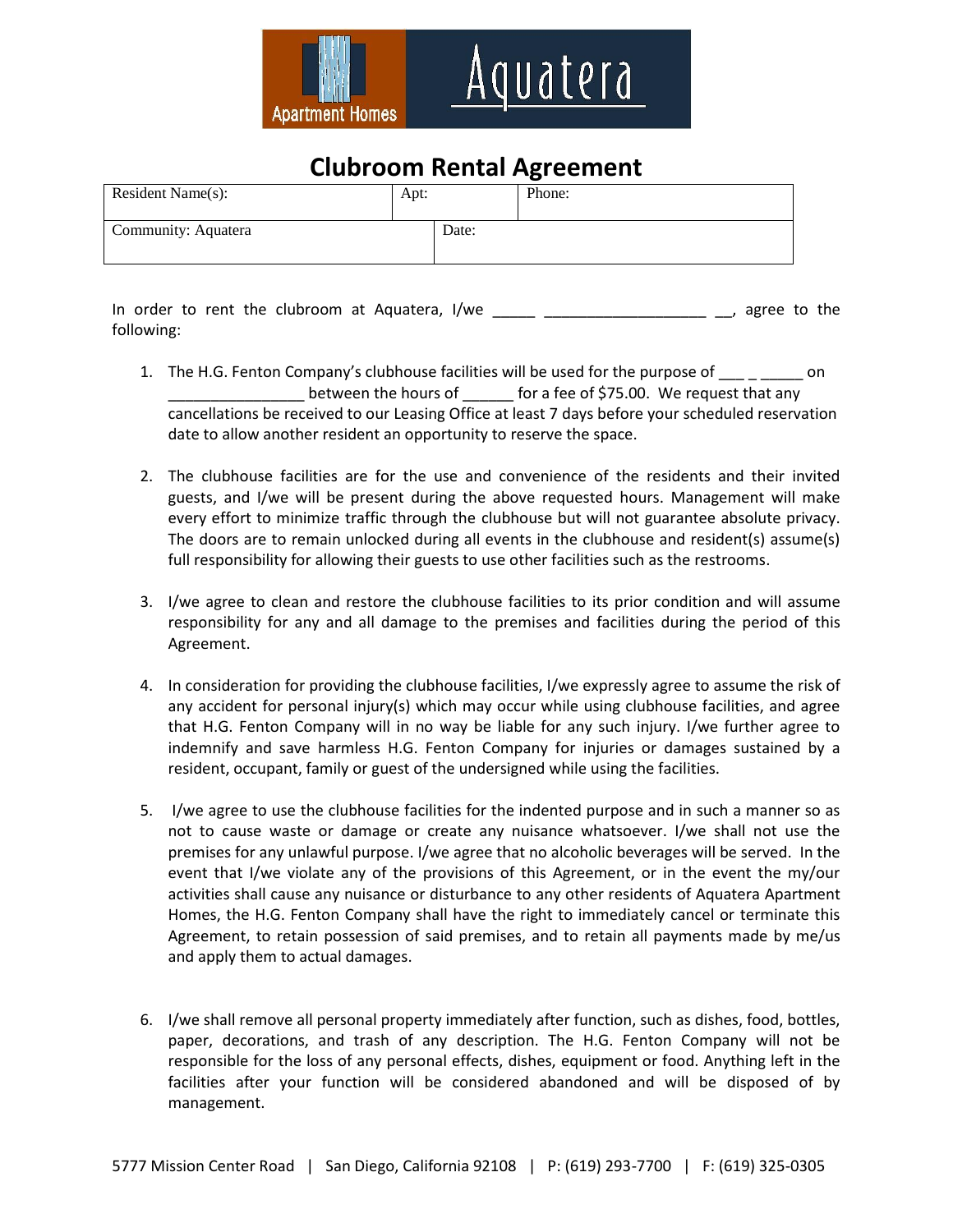Apartment Homes

Aquatera

# Clubroom Rental Agreement

| Resident Name(s): | Apt: | Phone: |
|---|---|---|
| Community: Aquatera | Date: | |

In order to rent the clubroom at Aquatera, I/we _____ ___________________ __, agree to the following:

1. The H.G. Fenton Company's clubhouse facilities will be used for the purpose of ___ _ _____ on ________________ between the hours of ______ for a fee of $75.00. We request that any cancellations be received to our Leasing Office at least 7 days before your scheduled reservation date to allow another resident an opportunity to reserve the space.

2. The clubhouse facilities are for the use and convenience of the residents and their invited guests, and I/we will be present during the above requested hours. Management will make every effort to minimize traffic through the clubhouse but will not guarantee absolute privacy. The doors are to remain unlocked during all events in the clubhouse and resident(s) assume(s) full responsibility for allowing their guests to use other facilities such as the restrooms.

3. I/we agree to clean and restore the clubhouse facilities to its prior condition and will assume responsibility for any and all damage to the premises and facilities during the period of this Agreement.

4. In consideration for providing the clubhouse facilities, I/we expressly agree to assume the risk of any accident for personal injury(s) which may occur while using clubhouse facilities, and agree that H.G. Fenton Company will in no way be liable for any such injury. I/we further agree to indemnify and save harmless H.G. Fenton Company for injuries or damages sustained by a resident, occupant, family or guest of the undersigned while using the facilities.

5. I/we agree to use the clubhouse facilities for the indented purpose and in such a manner so as not to cause waste or damage or create any nuisance whatsoever. I/we shall not use the premises for any unlawful purpose. I/we agree that no alcoholic beverages will be served. In the event that I/we violate any of the provisions of this Agreement, or in the event the my/our activities shall cause any nuisance or disturbance to any other residents of Aquatera Apartment Homes, the H.G. Fenton Company shall have the right to immediately cancel or terminate this Agreement, to retain possession of said premises, and to retain all payments made by me/us and apply them to actual damages.

6. I/we shall remove all personal property immediately after function, such as dishes, food, bottles, paper, decorations, and trash of any description. The H.G. Fenton Company will not be responsible for the loss of any personal effects, dishes, equipment or food. Anything left in the facilities after your function will be considered abandoned and will be disposed of by management.

5777 Mission Center Road | San Diego, California 92108 | P: (619) 293-7700 | F: (619) 325-0305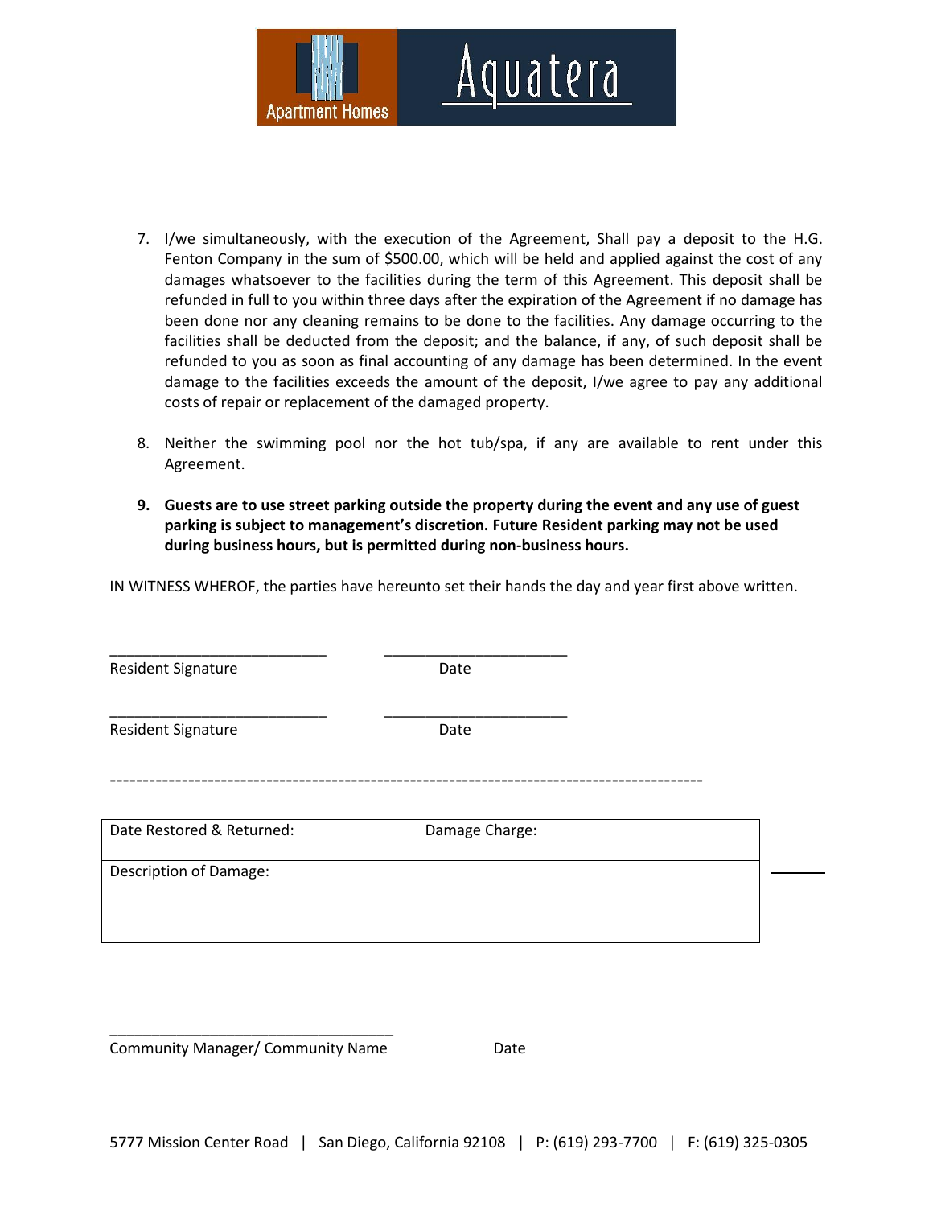Apartment Homes

Aquatera

7. I/we simultaneously, with the execution of the Agreement, Shall pay a deposit to the H.G. Fenton Company in the sum of $500.00, which will be held and applied against the cost of any damages whatsoever to the facilities during the term of this Agreement. This deposit shall be refunded in full to you within three days after the expiration of the Agreement if no damage has been done nor any cleaning remains to be done to the facilities. Any damage occurring to the facilities shall be deducted from the deposit; and the balance, if any, of such deposit shall be refunded to you as soon as final accounting of any damage has been determined. In the event damage to the facilities exceeds the amount of the deposit, I/we agree to pay any additional costs of repair or replacement of the damaged property.

8. Neither the swimming pool nor the hot tub/spa, if any are available to rent under this Agreement.

9. **Guests are to use street parking outside the property during the event and any use of guest parking is subject to management's discretion. Future Resident parking may not be used during business hours, but is permitted during non-business hours.**

IN WITNESS WHEROF, the parties have hereunto set their hands the day and year first above written.

\_\_\_\_\_\_\_\_\_\_\_\_\_\_\_\_\_\_\_\_\_\_\_\_\_\_ \_\_\_\_\_\_\_\_\_\_\_\_\_\_\_\_\_\_\_\_\_\_
Resident Signature Date

\_\_\_\_\_\_\_\_\_\_\_\_\_\_\_\_\_\_\_\_\_\_\_\_\_\_ \_\_\_\_\_\_\_\_\_\_\_\_\_\_\_\_\_\_\_\_\_\_
Resident Signature Date

------------------------------------------------------------------------------------------

| | |
|---|---|
| Date Restored & Returned: | Damage Charge: |
| Description of Damage: | |

\_\_\_\_\_\_\_\_\_\_\_\_\_\_\_\_\_\_\_\_\_\_\_\_\_\_\_\_\_\_\_\_\_\_
Community Manager/ Community Name Date

5777 Mission Center Road | San Diego, California 92108 | P: (619) 293-7700 | F: (619) 325-0305